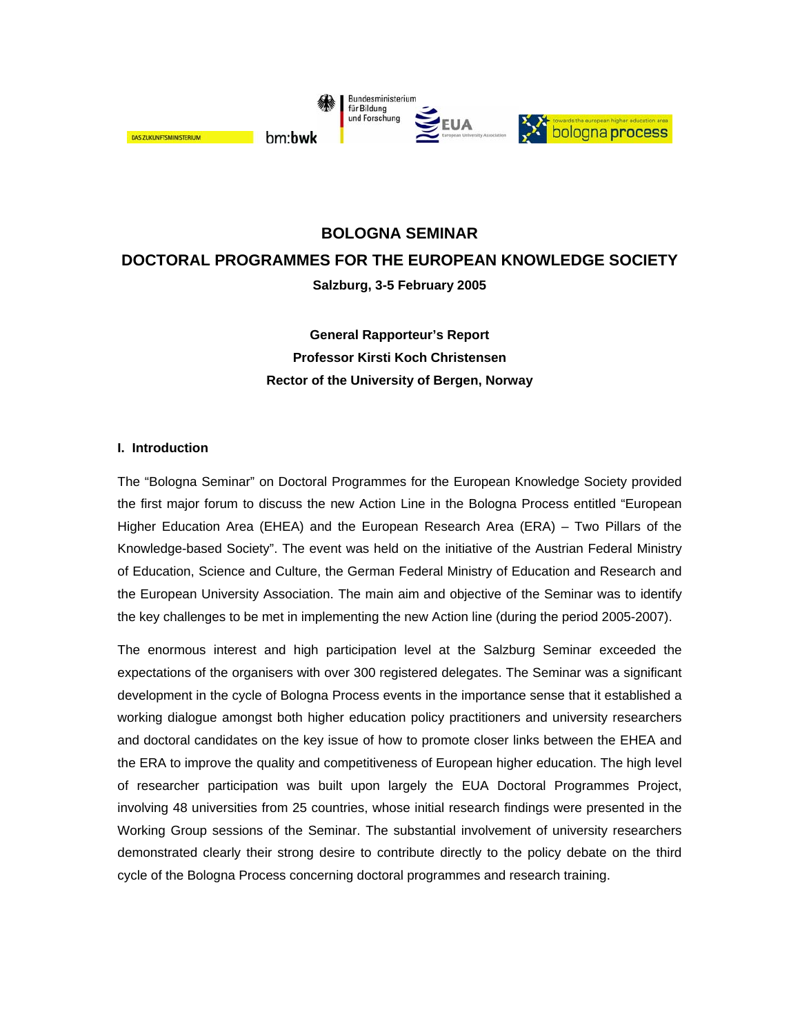# BOLOGNA SEMINAR

## DOCTORAL PROGRAMMES FOR THE EUROPEAN KNOWLEDGE SOCIETY

**Salzburg, 3-5 February 2005**

**General Rapporteur's Report**
**Professor Kirsti Koch Christensen**
**Rector of the University of Bergen, Norway**

### I. Introduction

The "Bologna Seminar" on Doctoral Programmes for the European Knowledge Society provided the first major forum to discuss the new Action Line in the Bologna Process entitled "European Higher Education Area (EHEA) and the European Research Area (ERA) – Two Pillars of the Knowledge-based Society". The event was held on the initiative of the Austrian Federal Ministry of Education, Science and Culture, the German Federal Ministry of Education and Research and the European University Association. The main aim and objective of the Seminar was to identify the key challenges to be met in implementing the new Action line (during the period 2005-2007).

The enormous interest and high participation level at the Salzburg Seminar exceeded the expectations of the organisers with over 300 registered delegates. The Seminar was a significant development in the cycle of Bologna Process events in the importance sense that it established a working dialogue amongst both higher education policy practitioners and university researchers and doctoral candidates on the key issue of how to promote closer links between the EHEA and the ERA to improve the quality and competitiveness of European higher education. The high level of researcher participation was built upon largely the EUA Doctoral Programmes Project, involving 48 universities from 25 countries, whose initial research findings were presented in the Working Group sessions of the Seminar. The substantial involvement of university researchers demonstrated clearly their strong desire to contribute directly to the policy debate on the third cycle of the Bologna Process concerning doctoral programmes and research training.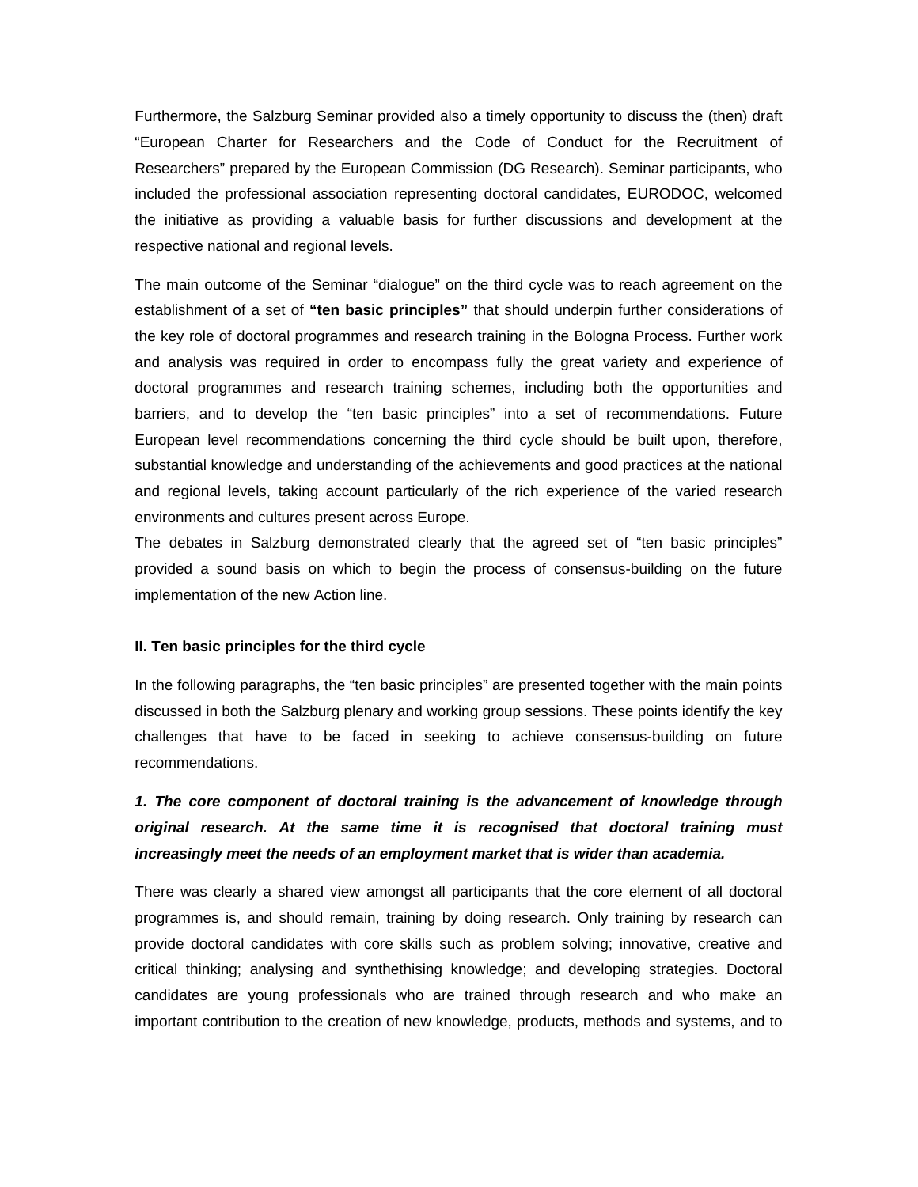Furthermore, the Salzburg Seminar provided also a timely opportunity to discuss the (then) draft "European Charter for Researchers and the Code of Conduct for the Recruitment of Researchers" prepared by the European Commission (DG Research). Seminar participants, who included the professional association representing doctoral candidates, EURODOC, welcomed the initiative as providing a valuable basis for further discussions and development at the respective national and regional levels.

The main outcome of the Seminar "dialogue" on the third cycle was to reach agreement on the establishment of a set of **"ten basic principles"** that should underpin further considerations of the key role of doctoral programmes and research training in the Bologna Process. Further work and analysis was required in order to encompass fully the great variety and experience of doctoral programmes and research training schemes, including both the opportunities and barriers, and to develop the "ten basic principles" into a set of recommendations. Future European level recommendations concerning the third cycle should be built upon, therefore, substantial knowledge and understanding of the achievements and good practices at the national and regional levels, taking account particularly of the rich experience of the varied research environments and cultures present across Europe.

The debates in Salzburg demonstrated clearly that the agreed set of "ten basic principles" provided a sound basis on which to begin the process of consensus-building on the future implementation of the new Action line.

### II. Ten basic principles for the third cycle

In the following paragraphs, the "ten basic principles" are presented together with the main points discussed in both the Salzburg plenary and working group sessions. These points identify the key challenges that have to be faced in seeking to achieve consensus-building on future recommendations.

***1. The core component of doctoral training is the advancement of knowledge through original research. At the same time it is recognised that doctoral training must increasingly meet the needs of an employment market that is wider than academia.***

There was clearly a shared view amongst all participants that the core element of all doctoral programmes is, and should remain, training by doing research. Only training by research can provide doctoral candidates with core skills such as problem solving; innovative, creative and critical thinking; analysing and synthethising knowledge; and developing strategies. Doctoral candidates are young professionals who are trained through research and who make an important contribution to the creation of new knowledge, products, methods and systems, and to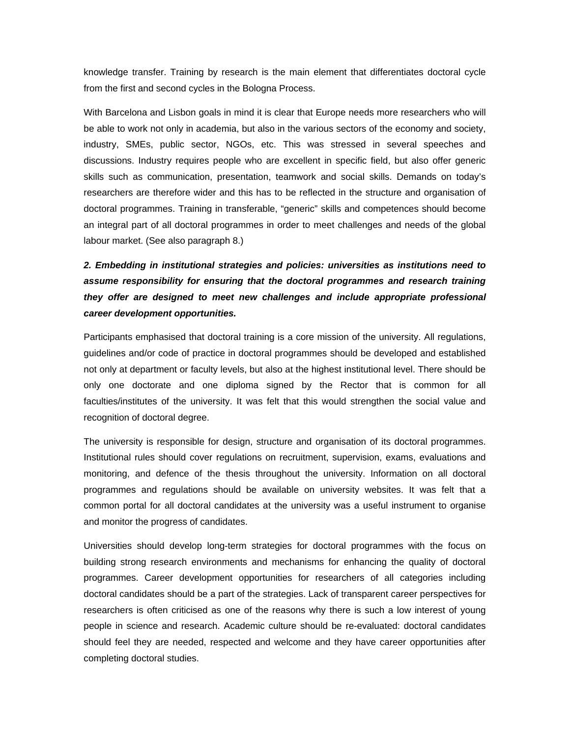knowledge transfer. Training by research is the main element that differentiates doctoral cycle from the first and second cycles in the Bologna Process.

With Barcelona and Lisbon goals in mind it is clear that Europe needs more researchers who will be able to work not only in academia, but also in the various sectors of the economy and society, industry, SMEs, public sector, NGOs, etc. This was stressed in several speeches and discussions. Industry requires people who are excellent in specific field, but also offer generic skills such as communication, presentation, teamwork and social skills. Demands on today's researchers are therefore wider and this has to be reflected in the structure and organisation of doctoral programmes. Training in transferable, "generic" skills and competences should become an integral part of all doctoral programmes in order to meet challenges and needs of the global labour market. (See also paragraph 8.)

***2. Embedding in institutional strategies and policies: universities as institutions need to assume responsibility for ensuring that the doctoral programmes and research training they offer are designed to meet new challenges and include appropriate professional career development opportunities.***

Participants emphasised that doctoral training is a core mission of the university. All regulations, guidelines and/or code of practice in doctoral programmes should be developed and established not only at department or faculty levels, but also at the highest institutional level. There should be only one doctorate and one diploma signed by the Rector that is common for all faculties/institutes of the university. It was felt that this would strengthen the social value and recognition of doctoral degree.

The university is responsible for design, structure and organisation of its doctoral programmes. Institutional rules should cover regulations on recruitment, supervision, exams, evaluations and monitoring, and defence of the thesis throughout the university. Information on all doctoral programmes and regulations should be available on university websites. It was felt that a common portal for all doctoral candidates at the university was a useful instrument to organise and monitor the progress of candidates.

Universities should develop long-term strategies for doctoral programmes with the focus on building strong research environments and mechanisms for enhancing the quality of doctoral programmes. Career development opportunities for researchers of all categories including doctoral candidates should be a part of the strategies. Lack of transparent career perspectives for researchers is often criticised as one of the reasons why there is such a low interest of young people in science and research. Academic culture should be re-evaluated: doctoral candidates should feel they are needed, respected and welcome and they have career opportunities after completing doctoral studies.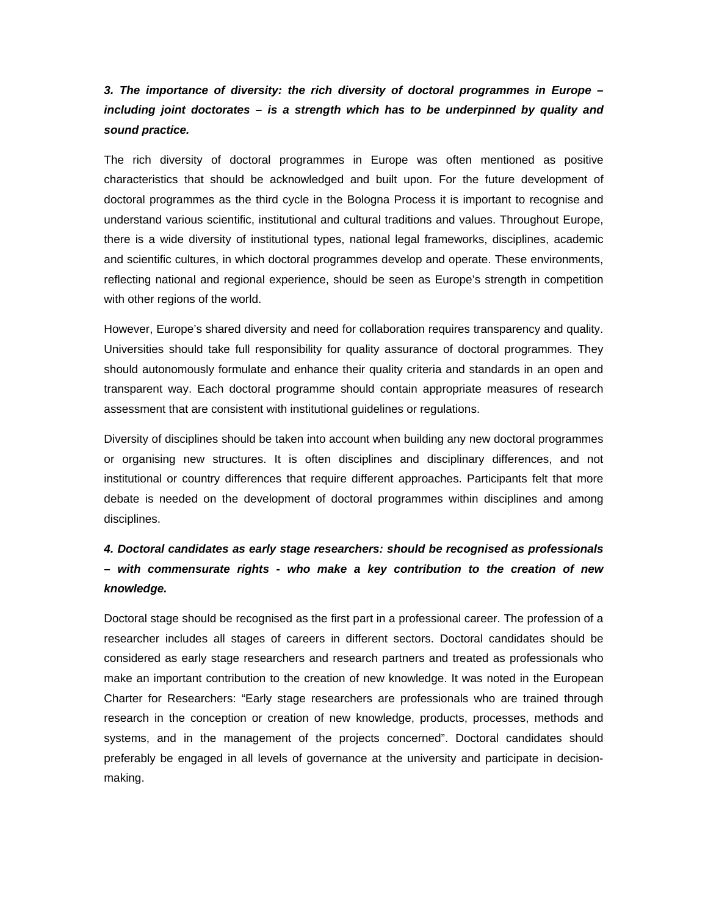***3. The importance of diversity: the rich diversity of doctoral programmes in Europe – including joint doctorates – is a strength which has to be underpinned by quality and sound practice.***

The rich diversity of doctoral programmes in Europe was often mentioned as positive characteristics that should be acknowledged and built upon. For the future development of doctoral programmes as the third cycle in the Bologna Process it is important to recognise and understand various scientific, institutional and cultural traditions and values. Throughout Europe, there is a wide diversity of institutional types, national legal frameworks, disciplines, academic and scientific cultures, in which doctoral programmes develop and operate. These environments, reflecting national and regional experience, should be seen as Europe's strength in competition with other regions of the world.

However, Europe's shared diversity and need for collaboration requires transparency and quality. Universities should take full responsibility for quality assurance of doctoral programmes. They should autonomously formulate and enhance their quality criteria and standards in an open and transparent way. Each doctoral programme should contain appropriate measures of research assessment that are consistent with institutional guidelines or regulations.

Diversity of disciplines should be taken into account when building any new doctoral programmes or organising new structures. It is often disciplines and disciplinary differences, and not institutional or country differences that require different approaches. Participants felt that more debate is needed on the development of doctoral programmes within disciplines and among disciplines.

***4. Doctoral candidates as early stage researchers: should be recognised as professionals – with commensurate rights - who make a key contribution to the creation of new knowledge.***

Doctoral stage should be recognised as the first part in a professional career. The profession of a researcher includes all stages of careers in different sectors. Doctoral candidates should be considered as early stage researchers and research partners and treated as professionals who make an important contribution to the creation of new knowledge. It was noted in the European Charter for Researchers: "Early stage researchers are professionals who are trained through research in the conception or creation of new knowledge, products, processes, methods and systems, and in the management of the projects concerned". Doctoral candidates should preferably be engaged in all levels of governance at the university and participate in decision-making.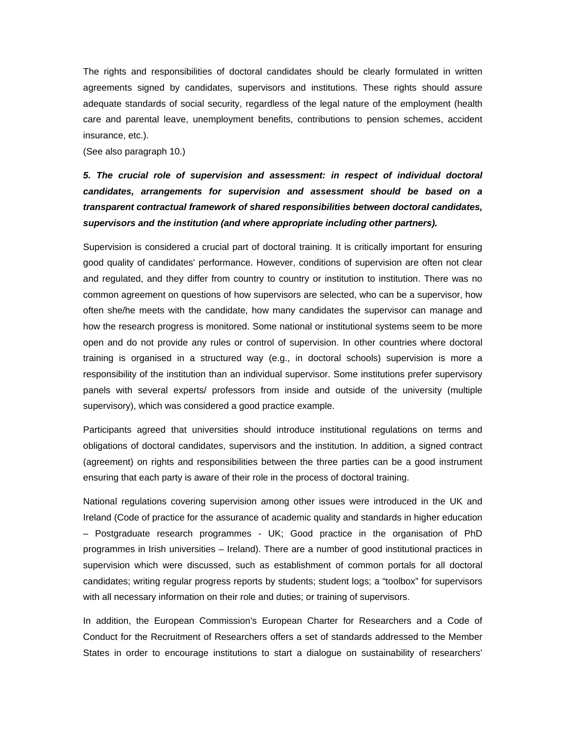The rights and responsibilities of doctoral candidates should be clearly formulated in written agreements signed by candidates, supervisors and institutions. These rights should assure adequate standards of social security, regardless of the legal nature of the employment (health care and parental leave, unemployment benefits, contributions to pension schemes, accident insurance, etc.).
(See also paragraph 10.)

***5. The crucial role of supervision and assessment: in respect of individual doctoral candidates, arrangements for supervision and assessment should be based on a transparent contractual framework of shared responsibilities between doctoral candidates, supervisors and the institution (and where appropriate including other partners).***

Supervision is considered a crucial part of doctoral training. It is critically important for ensuring good quality of candidates' performance. However, conditions of supervision are often not clear and regulated, and they differ from country to country or institution to institution. There was no common agreement on questions of how supervisors are selected, who can be a supervisor, how often she/he meets with the candidate, how many candidates the supervisor can manage and how the research progress is monitored. Some national or institutional systems seem to be more open and do not provide any rules or control of supervision. In other countries where doctoral training is organised in a structured way (e.g., in doctoral schools) supervision is more a responsibility of the institution than an individual supervisor. Some institutions prefer supervisory panels with several experts/ professors from inside and outside of the university (multiple supervisory), which was considered a good practice example.

Participants agreed that universities should introduce institutional regulations on terms and obligations of doctoral candidates, supervisors and the institution. In addition, a signed contract (agreement) on rights and responsibilities between the three parties can be a good instrument ensuring that each party is aware of their role in the process of doctoral training.

National regulations covering supervision among other issues were introduced in the UK and Ireland (Code of practice for the assurance of academic quality and standards in higher education – Postgraduate research programmes - UK; Good practice in the organisation of PhD programmes in Irish universities – Ireland). There are a number of good institutional practices in supervision which were discussed, such as establishment of common portals for all doctoral candidates; writing regular progress reports by students; student logs; a "toolbox" for supervisors with all necessary information on their role and duties; or training of supervisors.

In addition, the European Commission's European Charter for Researchers and a Code of Conduct for the Recruitment of Researchers offers a set of standards addressed to the Member States in order to encourage institutions to start a dialogue on sustainability of researchers'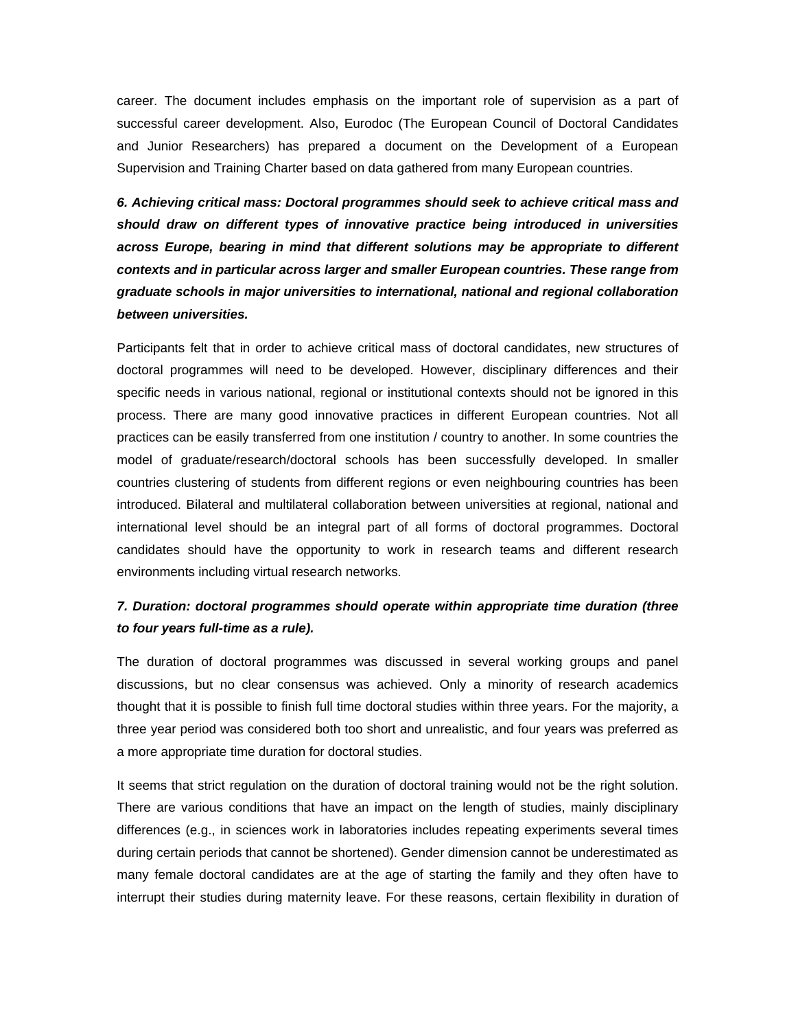career. The document includes emphasis on the important role of supervision as a part of successful career development. Also, Eurodoc (The European Council of Doctoral Candidates and Junior Researchers) has prepared a document on the Development of a European Supervision and Training Charter based on data gathered from many European countries.

***6. Achieving critical mass: Doctoral programmes should seek to achieve critical mass and should draw on different types of innovative practice being introduced in universities across Europe, bearing in mind that different solutions may be appropriate to different contexts and in particular across larger and smaller European countries. These range from graduate schools in major universities to international, national and regional collaboration between universities.***

Participants felt that in order to achieve critical mass of doctoral candidates, new structures of doctoral programmes will need to be developed. However, disciplinary differences and their specific needs in various national, regional or institutional contexts should not be ignored in this process. There are many good innovative practices in different European countries. Not all practices can be easily transferred from one institution / country to another. In some countries the model of graduate/research/doctoral schools has been successfully developed. In smaller countries clustering of students from different regions or even neighbouring countries has been introduced. Bilateral and multilateral collaboration between universities at regional, national and international level should be an integral part of all forms of doctoral programmes. Doctoral candidates should have the opportunity to work in research teams and different research environments including virtual research networks.

***7. Duration: doctoral programmes should operate within appropriate time duration (three to four years full-time as a rule).***

The duration of doctoral programmes was discussed in several working groups and panel discussions, but no clear consensus was achieved. Only a minority of research academics thought that it is possible to finish full time doctoral studies within three years. For the majority, a three year period was considered both too short and unrealistic, and four years was preferred as a more appropriate time duration for doctoral studies.

It seems that strict regulation on the duration of doctoral training would not be the right solution. There are various conditions that have an impact on the length of studies, mainly disciplinary differences (e.g., in sciences work in laboratories includes repeating experiments several times during certain periods that cannot be shortened). Gender dimension cannot be underestimated as many female doctoral candidates are at the age of starting the family and they often have to interrupt their studies during maternity leave. For these reasons, certain flexibility in duration of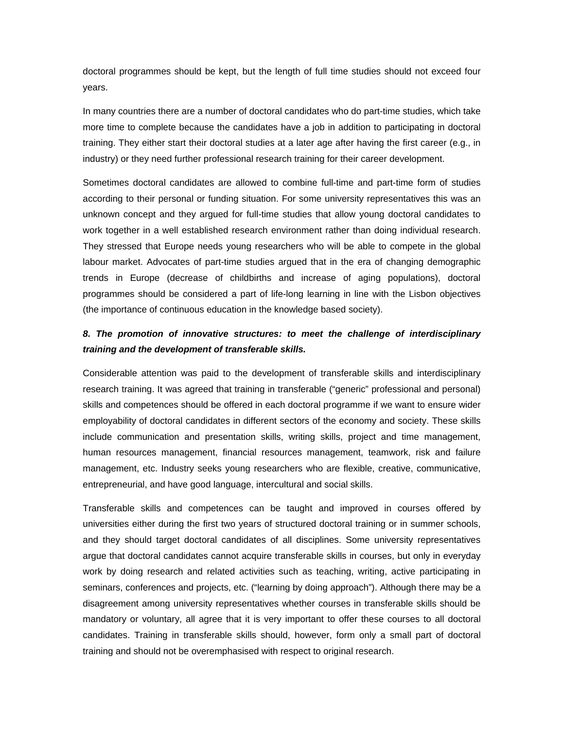doctoral programmes should be kept, but the length of full time studies should not exceed four years.

In many countries there are a number of doctoral candidates who do part-time studies, which take more time to complete because the candidates have a job in addition to participating in doctoral training. They either start their doctoral studies at a later age after having the first career (e.g., in industry) or they need further professional research training for their career development.

Sometimes doctoral candidates are allowed to combine full-time and part-time form of studies according to their personal or funding situation. For some university representatives this was an unknown concept and they argued for full-time studies that allow young doctoral candidates to work together in a well established research environment rather than doing individual research. They stressed that Europe needs young researchers who will be able to compete in the global labour market. Advocates of part-time studies argued that in the era of changing demographic trends in Europe (decrease of childbirths and increase of aging populations), doctoral programmes should be considered a part of life-long learning in line with the Lisbon objectives (the importance of continuous education in the knowledge based society).

***8. The promotion of innovative structures: to meet the challenge of interdisciplinary training and the development of transferable skills.***

Considerable attention was paid to the development of transferable skills and interdisciplinary research training. It was agreed that training in transferable ("generic" professional and personal) skills and competences should be offered in each doctoral programme if we want to ensure wider employability of doctoral candidates in different sectors of the economy and society. These skills include communication and presentation skills, writing skills, project and time management, human resources management, financial resources management, teamwork, risk and failure management, etc. Industry seeks young researchers who are flexible, creative, communicative, entrepreneurial, and have good language, intercultural and social skills.

Transferable skills and competences can be taught and improved in courses offered by universities either during the first two years of structured doctoral training or in summer schools, and they should target doctoral candidates of all disciplines. Some university representatives argue that doctoral candidates cannot acquire transferable skills in courses, but only in everyday work by doing research and related activities such as teaching, writing, active participating in seminars, conferences and projects, etc. ("learning by doing approach"). Although there may be a disagreement among university representatives whether courses in transferable skills should be mandatory or voluntary, all agree that it is very important to offer these courses to all doctoral candidates. Training in transferable skills should, however, form only a small part of doctoral training and should not be overemphasised with respect to original research.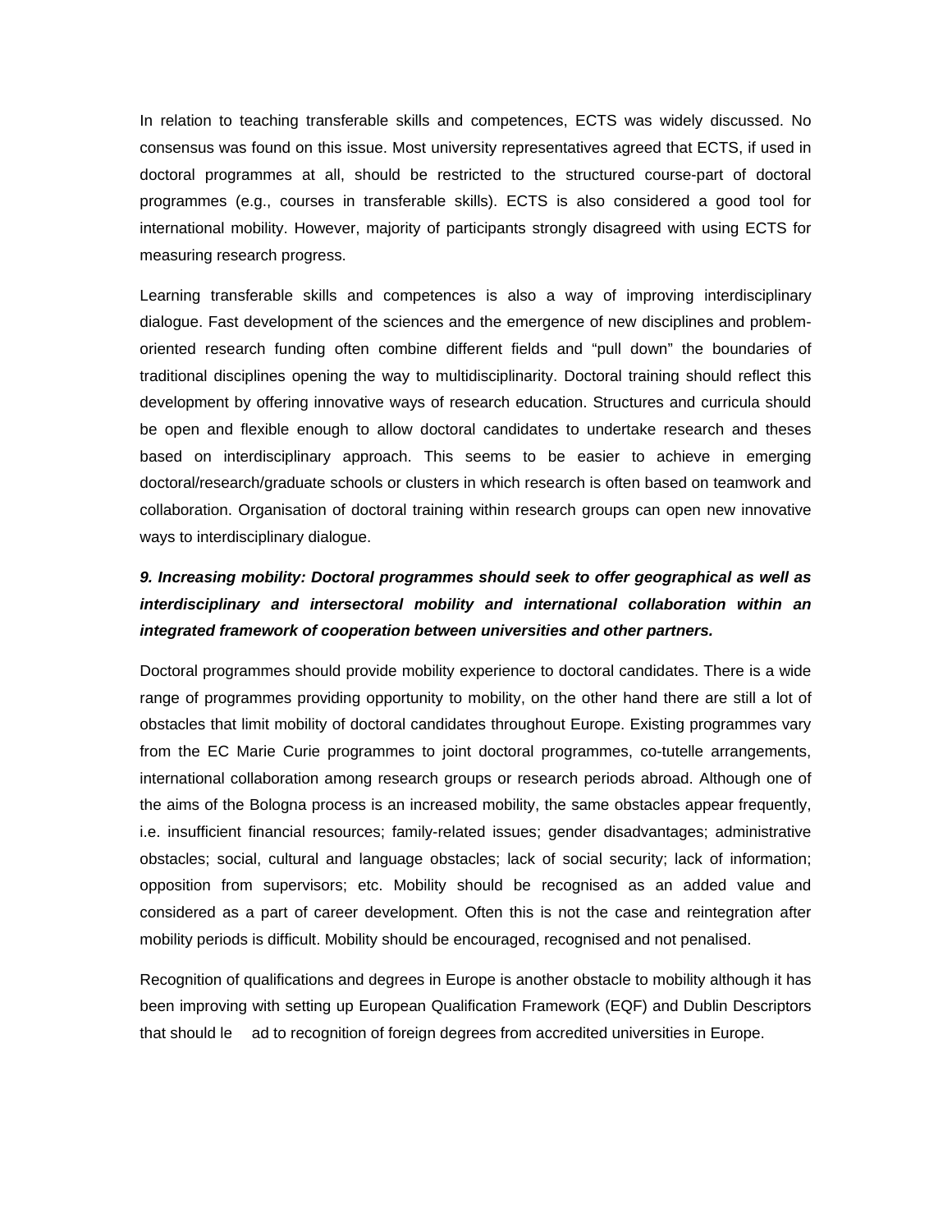In relation to teaching transferable skills and competences, ECTS was widely discussed. No consensus was found on this issue. Most university representatives agreed that ECTS, if used in doctoral programmes at all, should be restricted to the structured course-part of doctoral programmes (e.g., courses in transferable skills). ECTS is also considered a good tool for international mobility. However, majority of participants strongly disagreed with using ECTS for measuring research progress.

Learning transferable skills and competences is also a way of improving interdisciplinary dialogue. Fast development of the sciences and the emergence of new disciplines and problem-oriented research funding often combine different fields and "pull down" the boundaries of traditional disciplines opening the way to multidisciplinarity. Doctoral training should reflect this development by offering innovative ways of research education. Structures and curricula should be open and flexible enough to allow doctoral candidates to undertake research and theses based on interdisciplinary approach. This seems to be easier to achieve in emerging doctoral/research/graduate schools or clusters in which research is often based on teamwork and collaboration. Organisation of doctoral training within research groups can open new innovative ways to interdisciplinary dialogue.

***9. Increasing mobility: Doctoral programmes should seek to offer geographical as well as interdisciplinary and intersectoral mobility and international collaboration within an integrated framework of cooperation between universities and other partners.***

Doctoral programmes should provide mobility experience to doctoral candidates. There is a wide range of programmes providing opportunity to mobility, on the other hand there are still a lot of obstacles that limit mobility of doctoral candidates throughout Europe. Existing programmes vary from the EC Marie Curie programmes to joint doctoral programmes, co-tutelle arrangements, international collaboration among research groups or research periods abroad. Although one of the aims of the Bologna process is an increased mobility, the same obstacles appear frequently, i.e. insufficient financial resources; family-related issues; gender disadvantages; administrative obstacles; social, cultural and language obstacles; lack of social security; lack of information; opposition from supervisors; etc. Mobility should be recognised as an added value and considered as a part of career development. Often this is not the case and reintegration after mobility periods is difficult. Mobility should be encouraged, recognised and not penalised.

Recognition of qualifications and degrees in Europe is another obstacle to mobility although it has been improving with setting up European Qualification Framework (EQF) and Dublin Descriptors that should lead to recognition of foreign degrees from accredited universities in Europe.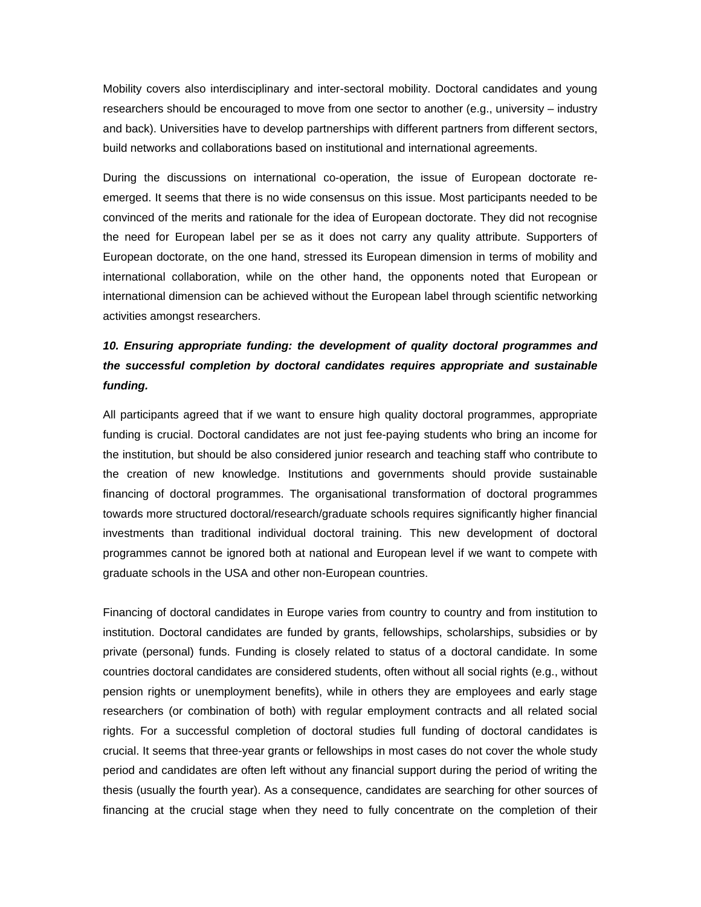Mobility covers also interdisciplinary and inter-sectoral mobility. Doctoral candidates and young researchers should be encouraged to move from one sector to another (e.g., university – industry and back). Universities have to develop partnerships with different partners from different sectors, build networks and collaborations based on institutional and international agreements.

During the discussions on international co-operation, the issue of European doctorate re-emerged. It seems that there is no wide consensus on this issue. Most participants needed to be convinced of the merits and rationale for the idea of European doctorate. They did not recognise the need for European label per se as it does not carry any quality attribute. Supporters of European doctorate, on the one hand, stressed its European dimension in terms of mobility and international collaboration, while on the other hand, the opponents noted that European or international dimension can be achieved without the European label through scientific networking activities amongst researchers.

***10. Ensuring appropriate funding: the development of quality doctoral programmes and the successful completion by doctoral candidates requires appropriate and sustainable funding.***

All participants agreed that if we want to ensure high quality doctoral programmes, appropriate funding is crucial. Doctoral candidates are not just fee-paying students who bring an income for the institution, but should be also considered junior research and teaching staff who contribute to the creation of new knowledge. Institutions and governments should provide sustainable financing of doctoral programmes. The organisational transformation of doctoral programmes towards more structured doctoral/research/graduate schools requires significantly higher financial investments than traditional individual doctoral training. This new development of doctoral programmes cannot be ignored both at national and European level if we want to compete with graduate schools in the USA and other non-European countries.

Financing of doctoral candidates in Europe varies from country to country and from institution to institution. Doctoral candidates are funded by grants, fellowships, scholarships, subsidies or by private (personal) funds. Funding is closely related to status of a doctoral candidate. In some countries doctoral candidates are considered students, often without all social rights (e.g., without pension rights or unemployment benefits), while in others they are employees and early stage researchers (or combination of both) with regular employment contracts and all related social rights. For a successful completion of doctoral studies full funding of doctoral candidates is crucial. It seems that three-year grants or fellowships in most cases do not cover the whole study period and candidates are often left without any financial support during the period of writing the thesis (usually the fourth year). As a consequence, candidates are searching for other sources of financing at the crucial stage when they need to fully concentrate on the completion of their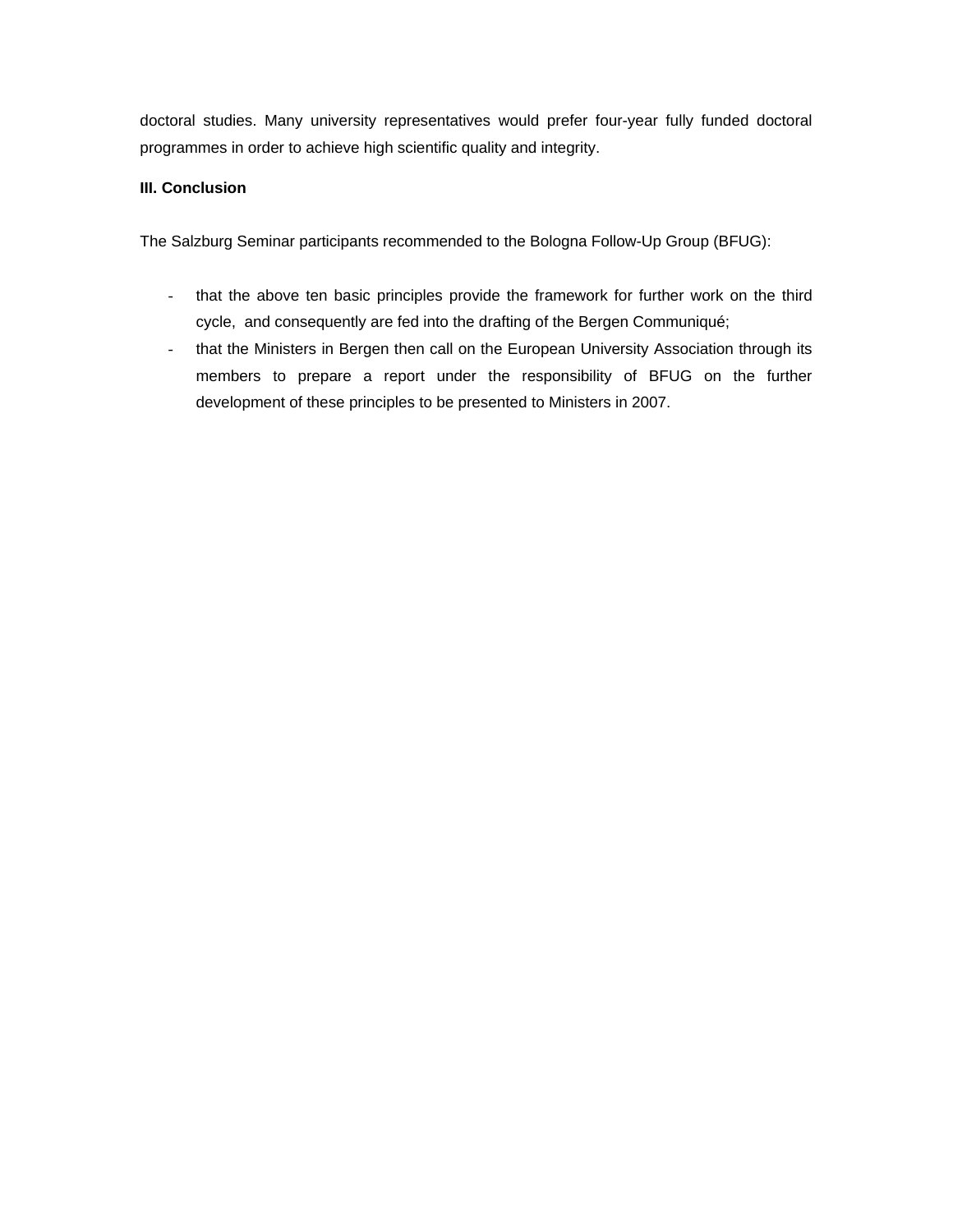doctoral studies. Many university representatives would prefer four-year fully funded doctoral programmes in order to achieve high scientific quality and integrity.

**III. Conclusion**

The Salzburg Seminar participants recommended to the Bologna Follow-Up Group (BFUG):

- that the above ten basic principles provide the framework for further work on the third cycle, and consequently are fed into the drafting of the Bergen Communiqué;
- that the Ministers in Bergen then call on the European University Association through its members to prepare a report under the responsibility of BFUG on the further development of these principles to be presented to Ministers in 2007.